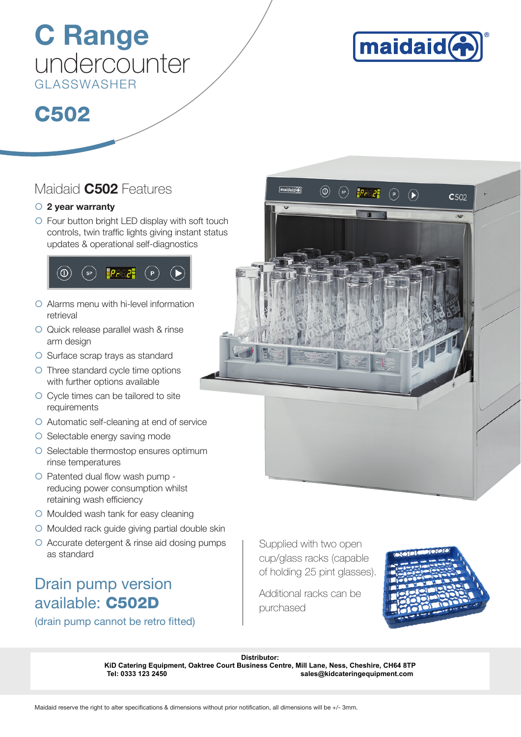# C Range
## undercounter
GLASSWASHER

# C502

## Maidaid **C502** Features

- **2 year warranty**
- Four button bright LED display with soft touch controls, twin traffic lights giving instant status updates & operational self-diagnostics
- Alarms menu with hi-level information retrieval
- Quick release parallel wash & rinse arm design
- Surface scrap trays as standard
- Three standard cycle time options with further options available
- Cycle times can be tailored to site requirements
- Automatic self-cleaning at end of service
- Selectable energy saving mode
- Selectable thermostop ensures optimum rinse temperatures
- Patented dual flow wash pump - reducing power consumption whilst retaining wash efficiency
- Moulded wash tank for easy cleaning
- Moulded rack guide giving partial double skin
- Accurate detergent & rinse aid dosing pumps as standard

## Drain pump version available: **C502D**

(drain pump cannot be retro fitted)

Supplied with two open cup/glass racks (capable of holding 25 pint glasses).

Additional racks can be purchased

**Distributor:**
**KiD Catering Equipment, Oaktree Court Business Centre, Mill Lane, Ness, Cheshire, CH64 8TP**
**Tel: 0333 123 2450** **sales@kidcateringequipment.com**

Maidaid reserve the right to alter specifications & dimensions without prior notification, all dimensions will be +/- 3mm.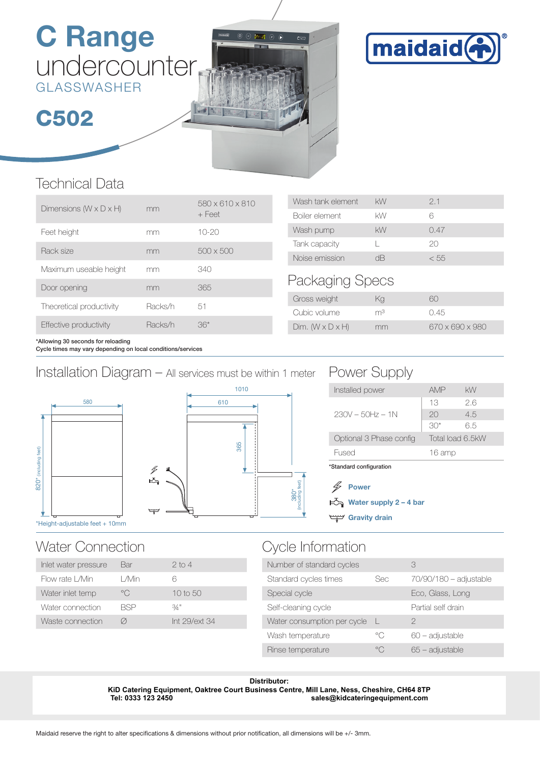# C Range undercounter GLASSWASHER

# C502

## Technical Data

| | | |
|---|---|---|
| Dimensions (W x D x H) | mm | 580 x 610 x 810 + Feet |
| Feet height | mm | 10-20 |
| Rack size | mm | 500 x 500 |
| Maximum useable height | mm | 340 |
| Door opening | mm | 365 |
| Theoretical productivity | Racks/h | 51 |
| Effective productivity | Racks/h | 36* |

*Allowing 30 seconds for reloading
Cycle times may vary depending on local conditions/services

| | | |
|---|---|---|
| Wash tank element | kW | 2.1 |
| Boiler element | kW | 6 |
| Wash pump | kW | 0.47 |
| Tank capacity | L | 20 |
| Noise emission | dB | < 55 |

## Packaging Specs

| | | |
|---|---|---|
| Gross weight | Kg | 60 |
| Cubic volume | $m^3$ | 0.45 |
| Dim. (W x D x H) | mm | 670 x 690 x 980 |

## Installation Diagram – All services must be within 1 meter

580
820* (including feet)
1010
610
365
380* (including feet)

*Height-adjustable feet + 10mm

## Power Supply

| | | |
|---|---|---|
| Installed power | AMP | kW |
| 230V – 50Hz – 1N | 13 | 2.6 |
| | 20 | 4.5 |
| | 30* | 6.5 |
| Optional 3 Phase config | Total load 6.5kW | |
| Fused | 16 amp | |

*Standard configuration

- Power
- Water supply 2 – 4 bar
- Gravity drain

## Water Connection

| | | |
|---|---|---|
| Inlet water pressure | Bar | 2 to 4 |
| Flow rate L/Min | L/Min | 6 |
| Water inlet temp | °C | 10 to 50 |
| Water connection | BSP | ¾" |
| Waste connection | Ø | Int 29/ext 34 |

## Cycle Information

| | | |
|---|---|---|
| Number of standard cycles | | 3 |
| Standard cycles times | Sec | 70/90/180 – adjustable |
| Special cycle | | Eco, Glass, Long |
| Self-cleaning cycle | | Partial self drain |
| Water consumption per cycle | L | 2 |
| Wash temperature | °C | 60 – adjustable |
| Rinse temperature | °C | 65 – adjustable |

**Distributor:**
**KiD Catering Equipment, Oaktree Court Business Centre, Mill Lane, Ness, Cheshire, CH64 8TP**
**Tel: 0333 123 2450** **sales@kidcateringequipment.com**

Maidaid reserve the right to alter specifications & dimensions without prior notification, all dimensions will be +/- 3mm.